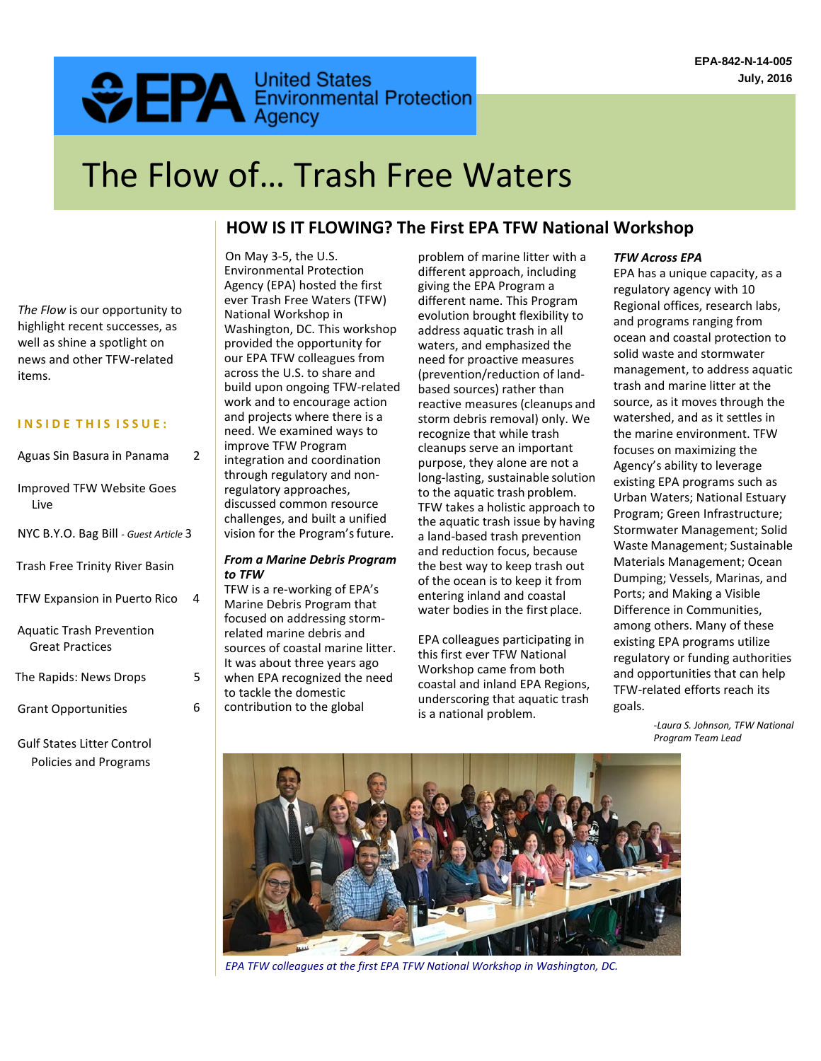EPA-842-N-14-005
July, 2016

United States Environmental Protection Agency

# The Flow of… Trash Free Waters

*The Flow* is our opportunity to highlight recent successes, as well as shine a spotlight on news and other TFW-related items.

**INSIDE THIS ISSUE:**

- Aguas Sin Basura in Panama — 2
- Improved TFW Website Goes Live
- NYC B.Y.O. Bag Bill - *Guest Article* — 3
- Trash Free Trinity River Basin
- TFW Expansion in Puerto Rico — 4
- Aquatic Trash Prevention Great Practices
- The Rapids: News Drops — 5
- Grant Opportunities — 6
- Gulf States Litter Control Policies and Programs

## HOW IS IT FLOWING? The First EPA TFW National Workshop

On May 3-5, the U.S. Environmental Protection Agency (EPA) hosted the first ever Trash Free Waters (TFW) National Workshop in Washington, DC. This workshop provided the opportunity for our EPA TFW colleagues from across the U.S. to share and build upon ongoing TFW-related work and to encourage action and projects where there is a need. We examined ways to improve TFW Program integration and coordination through regulatory and non-regulatory approaches, discussed common resource challenges, and built a unified vision for the Program's future.

***From a Marine Debris Program to TFW***

TFW is a re-working of EPA's Marine Debris Program that focused on addressing storm-related marine debris and sources of coastal marine litter. It was about three years ago when EPA recognized the need to tackle the domestic contribution to the global problem of marine litter with a different approach, including giving the EPA Program a different name. This Program evolution brought flexibility to address aquatic trash in all waters, and emphasized the need for proactive measures (prevention/reduction of land-based sources) rather than reactive measures (cleanups and storm debris removal) only. We recognize that while trash cleanups serve an important purpose, they alone are not a long-lasting, sustainable solution to the aquatic trash problem. TFW takes a holistic approach to the aquatic trash issue by having a land-based trash prevention and reduction focus, because the best way to keep trash out of the ocean is to keep it from entering inland and coastal water bodies in the first place.

EPA colleagues participating in this first ever TFW National Workshop came from both coastal and inland EPA Regions, underscoring that aquatic trash is a national problem.

***TFW Across EPA***

EPA has a unique capacity, as a regulatory agency with 10 Regional offices, research labs, and programs ranging from ocean and coastal protection to solid waste and stormwater management, to address aquatic trash and marine litter at the source, as it moves through the watershed, and as it settles in the marine environment. TFW focuses on maximizing the Agency's ability to leverage existing EPA programs such as Urban Waters; National Estuary Program; Green Infrastructure; Stormwater Management; Solid Waste Management; Sustainable Materials Management; Ocean Dumping; Vessels, Marinas, and Ports; and Making a Visible Difference in Communities, among others. Many of these existing EPA programs utilize regulatory or funding authorities and opportunities that can help TFW-related efforts reach its goals.

*-Laura S. Johnson, TFW National Program Team Lead*

*EPA TFW colleagues at the first EPA TFW National Workshop in Washington, DC.*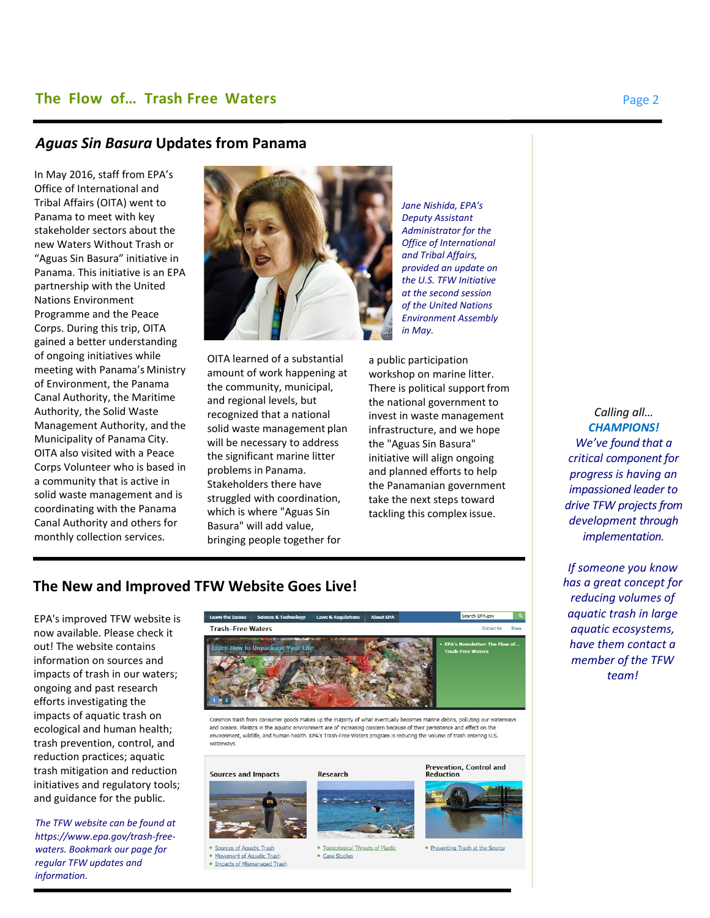## *Aguas Sin Basura* Updates from Panama

In May 2016, staff from EPA's Office of International and Tribal Affairs (OITA) went to Panama to meet with key stakeholder sectors about the new Waters Without Trash or "Aguas Sin Basura" initiative in Panama. This initiative is an EPA partnership with the United Nations Environment Programme and the Peace Corps. During this trip, OITA gained a better understanding of ongoing initiatives while meeting with Panama's Ministry of Environment, the Panama Canal Authority, the Maritime Authority, the Solid Waste Management Authority, and the Municipality of Panama City. OITA also visited with a Peace Corps Volunteer who is based in a community that is active in solid waste management and is coordinating with the Panama Canal Authority and others for monthly collection services.

*Jane Nishida, EPA's Deputy Assistant Administrator for the Office of International and Tribal Affairs, provided an update on the U.S. TFW Initiative at the second session of the United Nations Environment Assembly in May.*

OITA learned of a substantial amount of work happening at the community, municipal, and regional levels, but recognized that a national solid waste management plan will be necessary to address the significant marine litter problems in Panama. Stakeholders there have struggled with coordination, which is where "Aguas Sin Basura" will add value, bringing people together for a public participation workshop on marine litter. There is political support from the national government to invest in waste management infrastructure, and we hope the "Aguas Sin Basura" initiative will align ongoing and planned efforts to help the Panamanian government take the next steps toward tackling this complex issue.

## The New and Improved TFW Website Goes Live!

EPA's improved TFW website is now available. Please check it out! The website contains information on sources and impacts of trash in our waters; ongoing and past research efforts investigating the impacts of aquatic trash on ecological and human health; trash prevention, control, and reduction practices; aquatic trash mitigation and reduction initiatives and regulatory tools; and guidance for the public.

*The TFW website can be found at https://www.epa.gov/trash-free-waters. Bookmark our page for regular TFW updates and information.*

*Calling all…*
***CHAMPIONS!***
*We've found that a critical component for progress is having an impassioned leader to drive TFW projects from development through implementation.*

*If someone you know has a great concept for reducing volumes of aquatic trash in large aquatic ecosystems, have them contact a member of the TFW team!*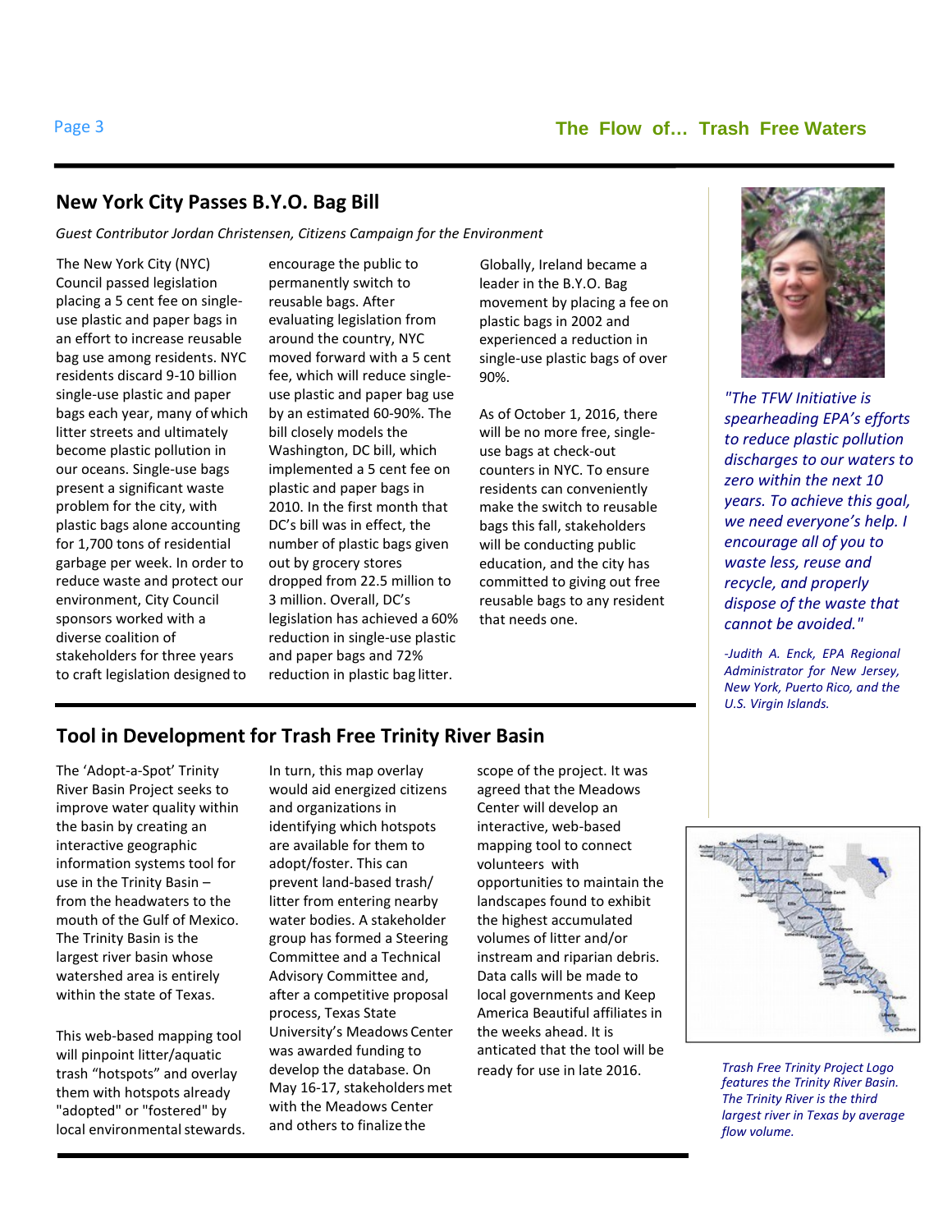## New York City Passes B.Y.O. Bag Bill

*Guest Contributor Jordan Christensen, Citizens Campaign for the Environment*

The New York City (NYC) Council passed legislation placing a 5 cent fee on single-use plastic and paper bags in an effort to increase reusable bag use among residents. NYC residents discard 9-10 billion single-use plastic and paper bags each year, many of which litter streets and ultimately become plastic pollution in our oceans. Single-use bags present a significant waste problem for the city, with plastic bags alone accounting for 1,700 tons of residential garbage per week. In order to reduce waste and protect our environment, City Council sponsors worked with a diverse coalition of stakeholders for three years to craft legislation designed to encourage the public to permanently switch to reusable bags. After evaluating legislation from around the country, NYC moved forward with a 5 cent fee, which will reduce single-use plastic and paper bag use by an estimated 60-90%. The bill closely models the Washington, DC bill, which implemented a 5 cent fee on plastic and paper bags in 2010. In the first month that DC's bill was in effect, the number of plastic bags given out by grocery stores dropped from 22.5 million to 3 million. Overall, DC's legislation has achieved a 60% reduction in single-use plastic and paper bags and 72% reduction in plastic bag litter.

Globally, Ireland became a leader in the B.Y.O. Bag movement by placing a fee on plastic bags in 2002 and experienced a reduction in single-use plastic bags of over 90%.

As of October 1, 2016, there will be no more free, single-use bags at check-out counters in NYC. To ensure residents can conveniently make the switch to reusable bags this fall, stakeholders will be conducting public education, and the city has committed to giving out free reusable bags to any resident that needs one.

*"The TFW Initiative is spearheading EPA's efforts to reduce plastic pollution discharges to our waters to zero within the next 10 years. To achieve this goal, we need everyone's help. I encourage all of you to waste less, reuse and recycle, and properly dispose of the waste that cannot be avoided."*

*-Judith A. Enck, EPA Regional Administrator for New Jersey, New York, Puerto Rico, and the U.S. Virgin Islands.*

## Tool in Development for Trash Free Trinity River Basin

The 'Adopt-a-Spot' Trinity River Basin Project seeks to improve water quality within the basin by creating an interactive geographic information systems tool for use in the Trinity Basin – from the headwaters to the mouth of the Gulf of Mexico. The Trinity Basin is the largest river basin whose watershed area is entirely within the state of Texas.

This web-based mapping tool will pinpoint litter/aquatic trash "hotspots" and overlay them with hotspots already "adopted" or "fostered" by local environmental stewards. In turn, this map overlay would aid energized citizens and organizations in identifying which hotspots are available for them to adopt/foster. This can prevent land-based trash/litter from entering nearby water bodies. A stakeholder group has formed a Steering Committee and a Technical Advisory Committee and, after a competitive proposal process, Texas State University's Meadows Center was awarded funding to develop the database. On May 16-17, stakeholders met with the Meadows Center and others to finalize the scope of the project. It was agreed that the Meadows Center will develop an interactive, web-based mapping tool to connect volunteers with opportunities to maintain the landscapes found to exhibit the highest accumulated volumes of litter and/or instream and riparian debris. Data calls will be made to local governments and Keep America Beautiful affiliates in the weeks ahead. It is anticated that the tool will be ready for use in late 2016.

*Trash Free Trinity Project Logo features the Trinity River Basin. The Trinity River is the third largest river in Texas by average flow volume.*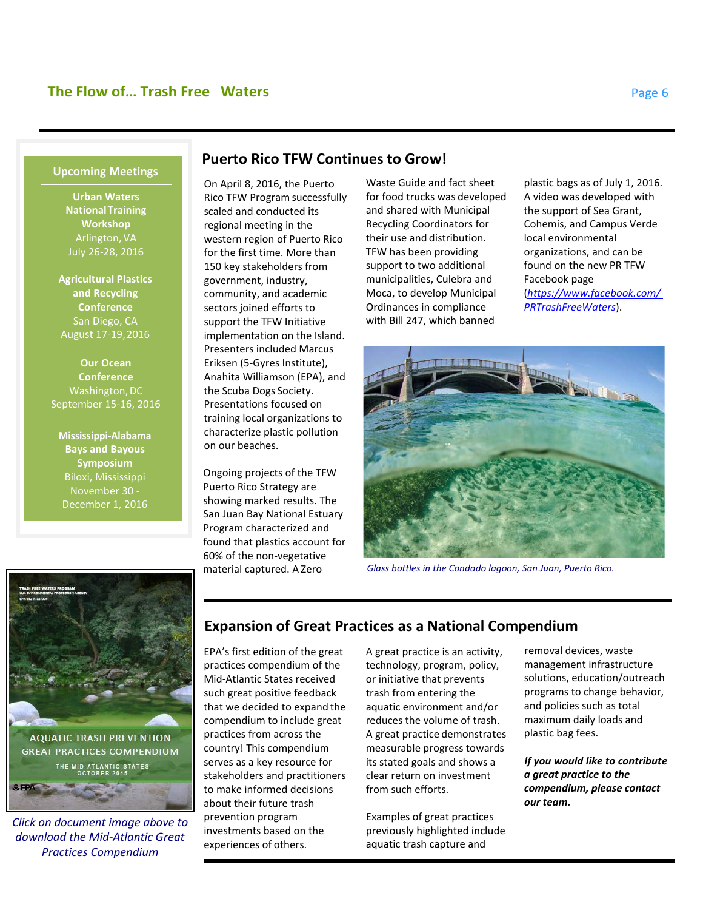## Upcoming Meetings

**Urban Waters National Training Workshop**
Arlington, VA
July 26-28, 2016

**Agricultural Plastics and Recycling Conference**
San Diego, CA
August 17-19, 2016

**Our Ocean Conference**
Washington, DC
September 15-16, 2016

**Mississippi-Alabama Bays and Bayous Symposium**
Biloxi, Mississippi
November 30 - December 1, 2016

*Click on document image above to download the Mid-Atlantic Great Practices Compendium*

## Puerto Rico TFW Continues to Grow!

On April 8, 2016, the Puerto Rico TFW Program successfully scaled and conducted its regional meeting in the western region of Puerto Rico for the first time. More than 150 key stakeholders from government, industry, community, and academic sectors joined efforts to support the TFW Initiative implementation on the Island. Presenters included Marcus Eriksen (5-Gyres Institute), Anahita Williamson (EPA), and the Scuba Dogs Society. Presentations focused on training local organizations to characterize plastic pollution on our beaches.

Ongoing projects of the TFW Puerto Rico Strategy are showing marked results. The San Juan Bay National Estuary Program characterized and found that plastics account for 60% of the non-vegetative material captured. A Zero Waste Guide and fact sheet for food trucks was developed and shared with Municipal Recycling Coordinators for their use and distribution. TFW has been providing support to two additional municipalities, Culebra and Moca, to develop Municipal Ordinances in compliance with Bill 247, which banned plastic bags as of July 1, 2016. A video was developed with the support of Sea Grant, Cohemis, and Campus Verde local environmental organizations, and can be found on the new PR TFW Facebook page (*https://www.facebook.com/PRTrashFreeWaters*).

*Glass bottles in the Condado lagoon, San Juan, Puerto Rico.*

## Expansion of Great Practices as a National Compendium

EPA's first edition of the great practices compendium of the Mid-Atlantic States received such great positive feedback that we decided to expand the compendium to include great practices from across the country! This compendium serves as a key resource for stakeholders and practitioners to make informed decisions about their future trash prevention program investments based on the experiences of others.

A great practice is an activity, technology, program, policy, or initiative that prevents trash from entering the aquatic environment and/or reduces the volume of trash. A great practice demonstrates measurable progress towards its stated goals and shows a clear return on investment from such efforts.

Examples of great practices previously highlighted include aquatic trash capture and removal devices, waste management infrastructure solutions, education/outreach programs to change behavior, and policies such as total maximum daily loads and plastic bag fees.

***If you would like to contribute a great practice to the compendium, please contact our team.***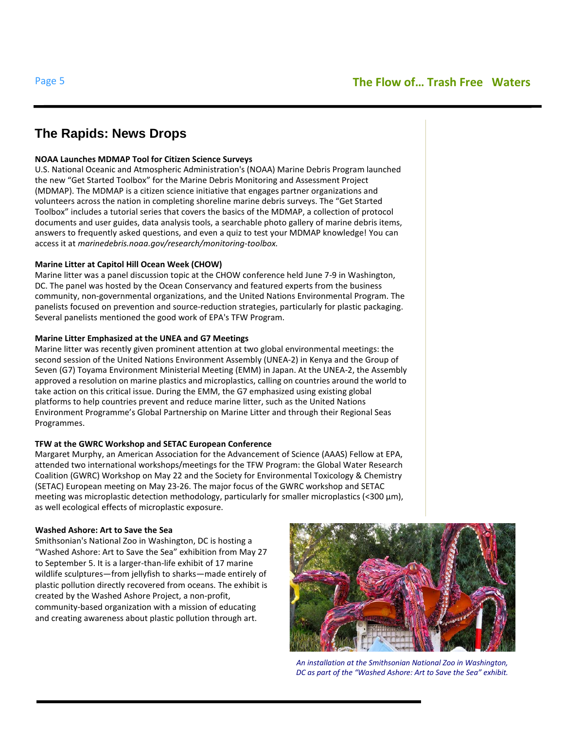## The Rapids: News Drops

**NOAA Launches MDMAP Tool for Citizen Science Surveys**

U.S. National Oceanic and Atmospheric Administration's (NOAA) Marine Debris Program launched the new "Get Started Toolbox" for the Marine Debris Monitoring and Assessment Project (MDMAP). The MDMAP is a citizen science initiative that engages partner organizations and volunteers across the nation in completing shoreline marine debris surveys. The "Get Started Toolbox" includes a tutorial series that covers the basics of the MDMAP, a collection of protocol documents and user guides, data analysis tools, a searchable photo gallery of marine debris items, answers to frequently asked questions, and even a quiz to test your MDMAP knowledge! You can access it at *marinedebris.noaa.gov/research/monitoring-toolbox.*

**Marine Litter at Capitol Hill Ocean Week (CHOW)**

Marine litter was a panel discussion topic at the CHOW conference held June 7-9 in Washington, DC. The panel was hosted by the Ocean Conservancy and featured experts from the business community, non-governmental organizations, and the United Nations Environmental Program. The panelists focused on prevention and source-reduction strategies, particularly for plastic packaging. Several panelists mentioned the good work of EPA's TFW Program.

**Marine Litter Emphasized at the UNEA and G7 Meetings**

Marine litter was recently given prominent attention at two global environmental meetings: the second session of the United Nations Environment Assembly (UNEA-2) in Kenya and the Group of Seven (G7) Toyama Environment Ministerial Meeting (EMM) in Japan. At the UNEA-2, the Assembly approved a resolution on marine plastics and microplastics, calling on countries around the world to take action on this critical issue. During the EMM, the G7 emphasized using existing global platforms to help countries prevent and reduce marine litter, such as the United Nations Environment Programme's Global Partnership on Marine Litter and through their Regional Seas Programmes.

**TFW at the GWRC Workshop and SETAC European Conference**

Margaret Murphy, an American Association for the Advancement of Science (AAAS) Fellow at EPA, attended two international workshops/meetings for the TFW Program: the Global Water Research Coalition (GWRC) Workshop on May 22 and the Society for Environmental Toxicology & Chemistry (SETAC) European meeting on May 23-26. The major focus of the GWRC workshop and SETAC meeting was microplastic detection methodology, particularly for smaller microplastics (<300 µm), as well ecological effects of microplastic exposure.

**Washed Ashore: Art to Save the Sea**

Smithsonian's National Zoo in Washington, DC is hosting a "Washed Ashore: Art to Save the Sea" exhibition from May 27 to September 5. It is a larger-than-life exhibit of 17 marine wildlife sculptures—from jellyfish to sharks—made entirely of plastic pollution directly recovered from oceans. The exhibit is created by the Washed Ashore Project, a non-profit, community-based organization with a mission of educating and creating awareness about plastic pollution through art.

*An installation at the Smithsonian National Zoo in Washington, DC as part of the "Washed Ashore: Art to Save the Sea" exhibit.*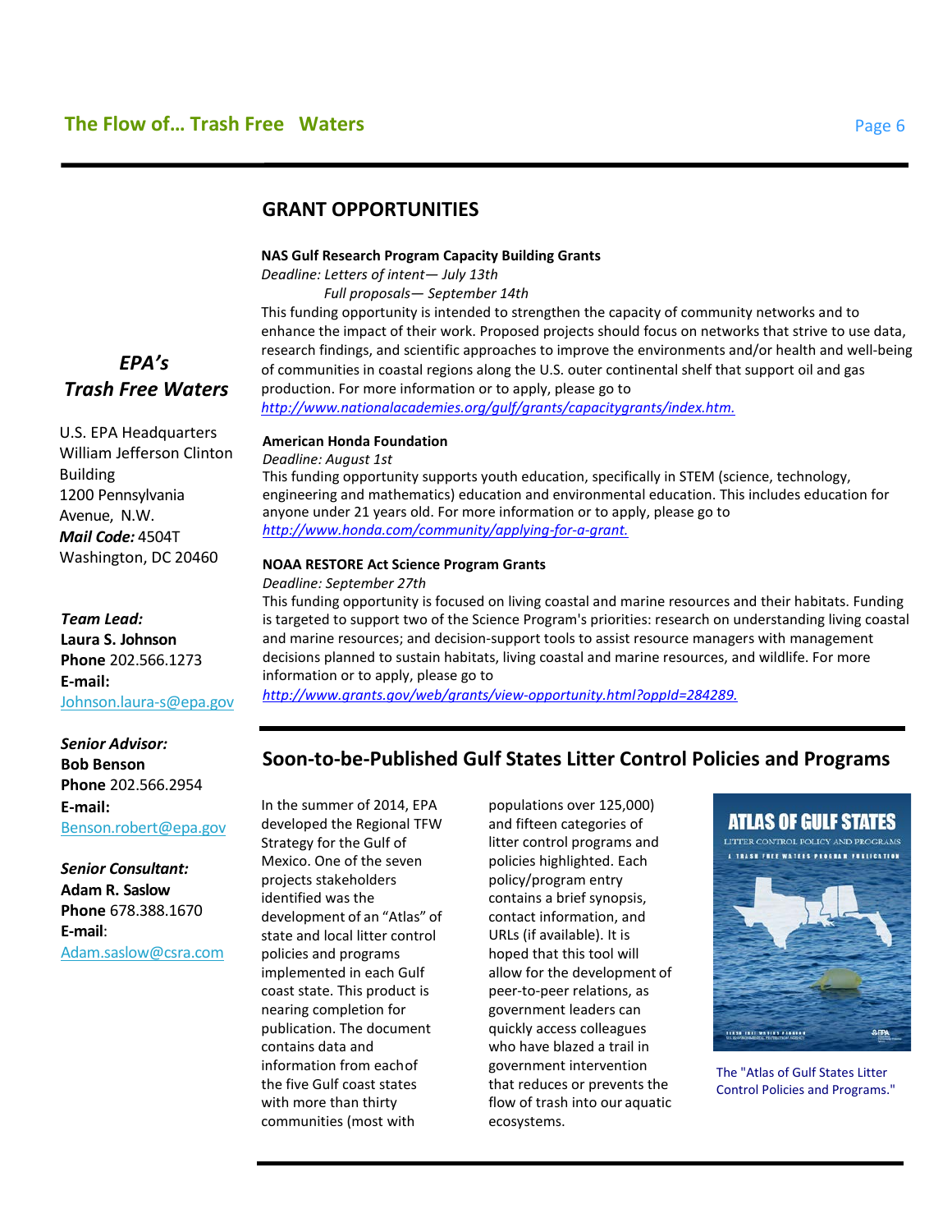## GRANT OPPORTUNITIES

**NAS Gulf Research Program Capacity Building Grants**

*Deadline: Letters of intent— July 13th*

*Full proposals— September 14th*

This funding opportunity is intended to strengthen the capacity of community networks and to enhance the impact of their work. Proposed projects should focus on networks that strive to use data, research findings, and scientific approaches to improve the environments and/or health and well-being of communities in coastal regions along the U.S. outer continental shelf that support oil and gas production. For more information or to apply, please go to *http://www.nationalacademies.org/gulf/grants/capacitygrants/index.htm.*

**American Honda Foundation**

*Deadline: August 1st*

This funding opportunity supports youth education, specifically in STEM (science, technology, engineering and mathematics) education and environmental education. This includes education for anyone under 21 years old. For more information or to apply, please go to *http://www.honda.com/community/applying-for-a-grant.*

**NOAA RESTORE Act Science Program Grants**

*Deadline: September 27th*

This funding opportunity is focused on living coastal and marine resources and their habitats. Funding is targeted to support two of the Science Program's priorities: research on understanding living coastal and marine resources; and decision-support tools to assist resource managers with management decisions planned to sustain habitats, living coastal and marine resources, and wildlife. For more information or to apply, please go to *http://www.grants.gov/web/grants/view-opportunity.html?oppId=284289.*

## Soon-to-be-Published Gulf States Litter Control Policies and Programs

In the summer of 2014, EPA developed the Regional TFW Strategy for the Gulf of Mexico. One of the seven projects stakeholders identified was the development of an "Atlas" of state and local litter control policies and programs implemented in each Gulf coast state. This product is nearing completion for publication. The document contains data and information from each of the five Gulf coast states with more than thirty communities (most with populations over 125,000) and fifteen categories of litter control programs and policies highlighted. Each policy/program entry contains a brief synopsis, contact information, and URLs (if available). It is hoped that this tool will allow for the development of peer-to-peer relations, as government leaders can quickly access colleagues who have blazed a trail in government intervention that reduces or prevents the flow of trash into our aquatic ecosystems.

The "Atlas of Gulf States Litter Control Policies and Programs."

### *EPA's Trash Free Waters*

U.S. EPA Headquarters
William Jefferson Clinton Building
1200 Pennsylvania Avenue, N.W.
***Mail Code:*** 4504T
Washington, DC 20460

***Team Lead:***
**Laura S. Johnson**
**Phone** 202.566.1273
**E-mail:**
Johnson.laura-s@epa.gov

***Senior Advisor:***
**Bob Benson**
**Phone** 202.566.2954
**E-mail:**
Benson.robert@epa.gov

***Senior Consultant:***
**Adam R. Saslow**
**Phone** 678.388.1670
**E-mail**:
Adam.saslow@csra.com